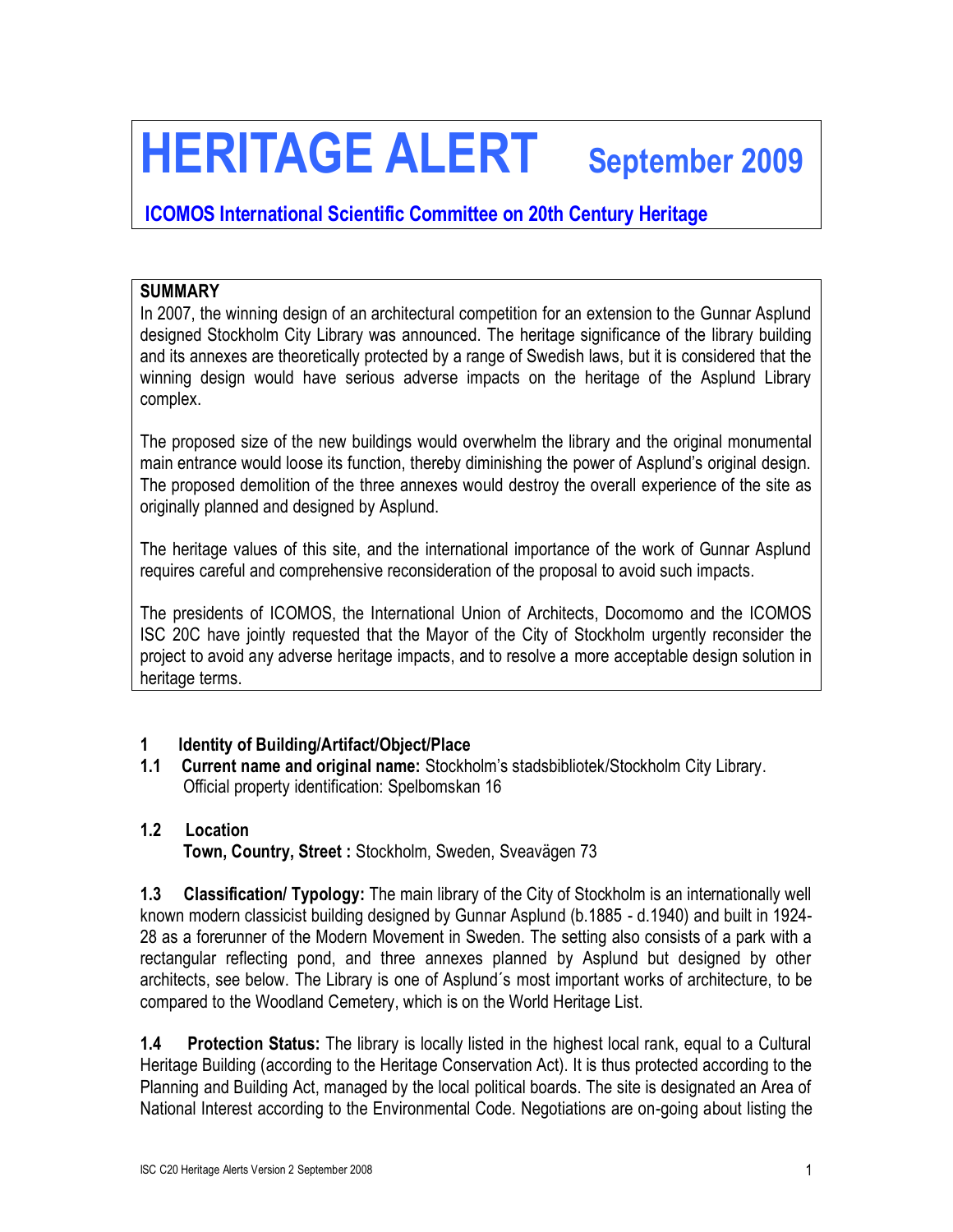# HERITAGE ALERT September 2009

**ICOMOS International Scientific Committee on 20th Century Heritage**

**SUMMARY**

In 2007, the winning design of an architectural competition for an extension to the Gunnar Asplund designed Stockholm City Library was announced. The heritage significance of the library building and its annexes are theoretically protected by a range of Swedish laws, but it is considered that the winning design would have serious adverse impacts on the heritage of the Asplund Library complex.

The proposed size of the new buildings would overwhelm the library and the original monumental main entrance would loose its function, thereby diminishing the power of Asplund's original design. The proposed demolition of the three annexes would destroy the overall experience of the site as originally planned and designed by Asplund.

The heritage values of this site, and the international importance of the work of Gunnar Asplund requires careful and comprehensive reconsideration of the proposal to avoid such impacts.

The presidents of ICOMOS, the International Union of Architects, Docomomo and the ICOMOS ISC 20C have jointly requested that the Mayor of the City of Stockholm urgently reconsider the project to avoid any adverse heritage impacts, and to resolve a more acceptable design solution in heritage terms.

## 1 Identity of Building/Artifact/Object/Place

**1.1 Current name and original name:** Stockholm's stadsbibliotek/Stockholm City Library.
Official property identification: Spelbomskan 16

**1.2 Location**
**Town, Country, Street :** Stockholm, Sweden, Sveavägen 73

**1.3 Classification/ Typology:** The main library of the City of Stockholm is an internationally well known modern classicist building designed by Gunnar Asplund (b.1885 - d.1940) and built in 1924-28 as a forerunner of the Modern Movement in Sweden. The setting also consists of a park with a rectangular reflecting pond, and three annexes planned by Asplund but designed by other architects, see below. The Library is one of Asplund´s most important works of architecture, to be compared to the Woodland Cemetery, which is on the World Heritage List.

**1.4 Protection Status:** The library is locally listed in the highest local rank, equal to a Cultural Heritage Building (according to the Heritage Conservation Act). It is thus protected according to the Planning and Building Act, managed by the local political boards. The site is designated an Area of National Interest according to the Environmental Code. Negotiations are on-going about listing the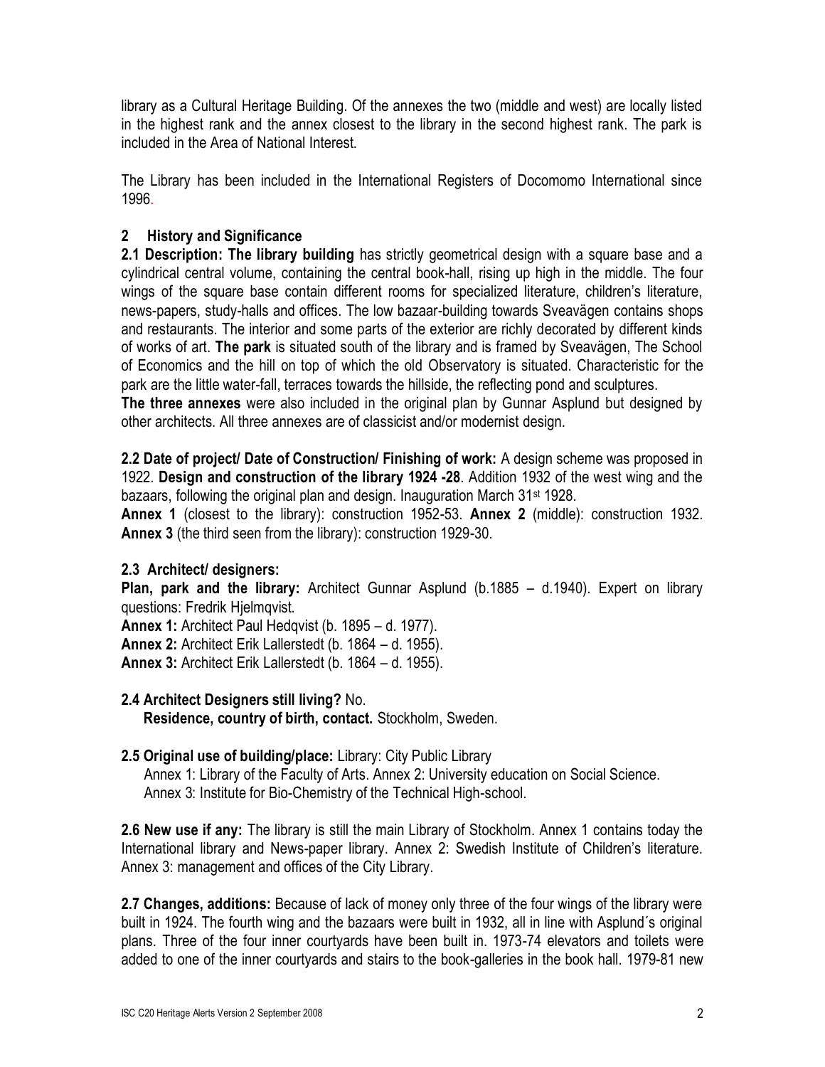library as a Cultural Heritage Building. Of the annexes the two (middle and west) are locally listed in the highest rank and the annex closest to the library in the second highest rank. The park is included in the Area of National Interest.

The Library has been included in the International Registers of Docomomo International since 1996.

## 2 History and Significance

**2.1 Description: The library building** has strictly geometrical design with a square base and a cylindrical central volume, containing the central book-hall, rising up high in the middle. The four wings of the square base contain different rooms for specialized literature, children's literature, news-papers, study-halls and offices. The low bazaar-building towards Sveavägen contains shops and restaurants. The interior and some parts of the exterior are richly decorated by different kinds of works of art. **The park** is situated south of the library and is framed by Sveavägen, The School of Economics and the hill on top of which the old Observatory is situated. Characteristic for the park are the little water-fall, terraces towards the hillside, the reflecting pond and sculptures.

**The three annexes** were also included in the original plan by Gunnar Asplund but designed by other architects. All three annexes are of classicist and/or modernist design.

**2.2 Date of project/ Date of Construction/ Finishing of work:** A design scheme was proposed in 1922. **Design and construction of the library 1924 -28**. Addition 1932 of the west wing and the bazaars, following the original plan and design. Inauguration March 31st 1928.

**Annex 1** (closest to the library): construction 1952-53. **Annex 2** (middle): construction 1932. **Annex 3** (the third seen from the library): construction 1929-30.

**2.3 Architect/ designers:**

**Plan, park and the library:** Architect Gunnar Asplund (b.1885 – d.1940). Expert on library questions: Fredrik Hjelmqvist.

**Annex 1:** Architect Paul Hedqvist (b. 1895 – d. 1977).

**Annex 2:** Architect Erik Lallerstedt (b. 1864 – d. 1955).

**Annex 3:** Architect Erik Lallerstedt (b. 1864 – d. 1955).

**2.4 Architect Designers still living?** No.
**Residence, country of birth, contact.** Stockholm, Sweden.

**2.5 Original use of building/place:** Library: City Public Library
Annex 1: Library of the Faculty of Arts. Annex 2: University education on Social Science.
Annex 3: Institute for Bio-Chemistry of the Technical High-school.

**2.6 New use if any:** The library is still the main Library of Stockholm. Annex 1 contains today the International library and News-paper library. Annex 2: Swedish Institute of Children's literature. Annex 3: management and offices of the City Library.

**2.7 Changes, additions:** Because of lack of money only three of the four wings of the library were built in 1924. The fourth wing and the bazaars were built in 1932, all in line with Asplund´s original plans. Three of the four inner courtyards have been built in. 1973-74 elevators and toilets were added to one of the inner courtyards and stairs to the book-galleries in the book hall. 1979-81 new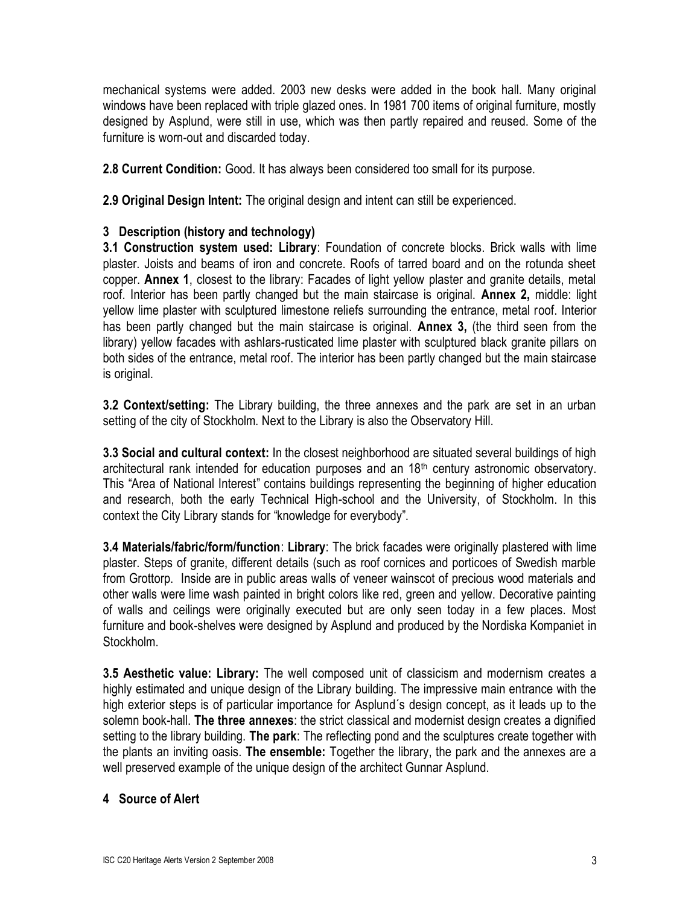mechanical systems were added. 2003 new desks were added in the book hall. Many original windows have been replaced with triple glazed ones. In 1981 700 items of original furniture, mostly designed by Asplund, were still in use, which was then partly repaired and reused. Some of the furniture is worn-out and discarded today.

**2.8 Current Condition:** Good. It has always been considered too small for its purpose.

**2.9 Original Design Intent:** The original design and intent can still be experienced.

## 3 Description (history and technology)

**3.1 Construction system used: Library**: Foundation of concrete blocks. Brick walls with lime plaster. Joists and beams of iron and concrete. Roofs of tarred board and on the rotunda sheet copper. **Annex 1**, closest to the library: Facades of light yellow plaster and granite details, metal roof. Interior has been partly changed but the main staircase is original. **Annex 2,** middle: light yellow lime plaster with sculptured limestone reliefs surrounding the entrance, metal roof. Interior has been partly changed but the main staircase is original. **Annex 3,** (the third seen from the library) yellow facades with ashlars-rusticated lime plaster with sculptured black granite pillars on both sides of the entrance, metal roof. The interior has been partly changed but the main staircase is original.

**3.2 Context/setting:** The Library building, the three annexes and the park are set in an urban setting of the city of Stockholm. Next to the Library is also the Observatory Hill.

**3.3 Social and cultural context:** In the closest neighborhood are situated several buildings of high architectural rank intended for education purposes and an 18th century astronomic observatory. This "Area of National Interest" contains buildings representing the beginning of higher education and research, both the early Technical High-school and the University, of Stockholm. In this context the City Library stands for "knowledge for everybody".

**3.4 Materials/fabric/form/function**: **Library**: The brick facades were originally plastered with lime plaster. Steps of granite, different details (such as roof cornices and porticoes of Swedish marble from Grottorp. Inside are in public areas walls of veneer wainscot of precious wood materials and other walls were lime wash painted in bright colors like red, green and yellow. Decorative painting of walls and ceilings were originally executed but are only seen today in a few places. Most furniture and book-shelves were designed by Asplund and produced by the Nordiska Kompaniet in Stockholm.

**3.5 Aesthetic value: Library:** The well composed unit of classicism and modernism creates a highly estimated and unique design of the Library building. The impressive main entrance with the high exterior steps is of particular importance for Asplund´s design concept, as it leads up to the solemn book-hall. **The three annexes**: the strict classical and modernist design creates a dignified setting to the library building. **The park**: The reflecting pond and the sculptures create together with the plants an inviting oasis. **The ensemble:** Together the library, the park and the annexes are a well preserved example of the unique design of the architect Gunnar Asplund.

## 4 Source of Alert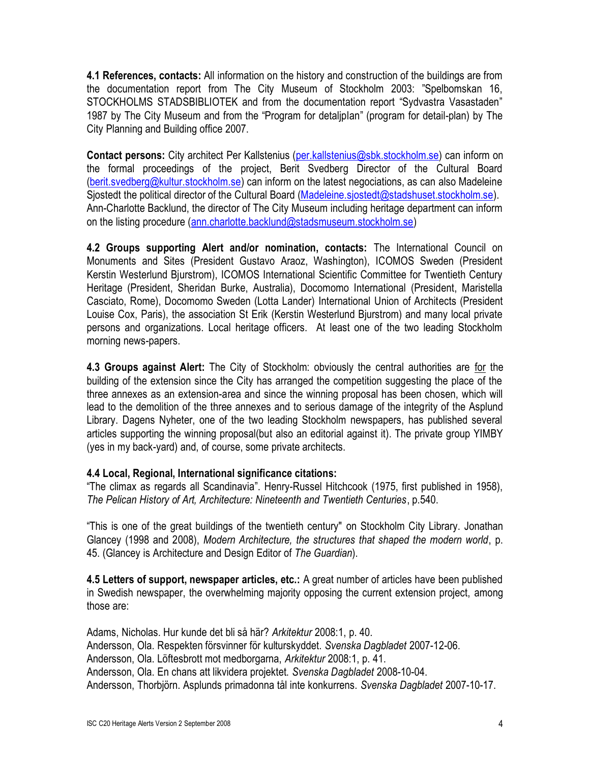**4.1 References, contacts:** All information on the history and construction of the buildings are from the documentation report from The City Museum of Stockholm 2003: "Spelbomskan 16, STOCKHOLMS STADSBIBLIOTEK and from the documentation report "Sydvastra Vasastaden" 1987 by The City Museum and from the "Program for detaljplan" (program for detail-plan) by The City Planning and Building office 2007.

**Contact persons:** City architect Per Kallstenius (per.kallstenius@sbk.stockholm.se) can inform on the formal proceedings of the project, Berit Svedberg Director of the Cultural Board (berit.svedberg@kultur.stockholm.se) can inform on the latest negociations, as can also Madeleine Sjostedt the political director of the Cultural Board (Madeleine.sjostedt@stadshuset.stockholm.se). Ann-Charlotte Backlund, the director of The City Museum including heritage department can inform on the listing procedure (ann.charlotte.backlund@stadsmuseum.stockholm.se)

**4.2 Groups supporting Alert and/or nomination, contacts:** The International Council on Monuments and Sites (President Gustavo Araoz, Washington), ICOMOS Sweden (President Kerstin Westerlund Bjurstrom), ICOMOS International Scientific Committee for Twentieth Century Heritage (President, Sheridan Burke, Australia), Docomomo International (President, Maristella Casciato, Rome), Docomomo Sweden (Lotta Lander) International Union of Architects (President Louise Cox, Paris), the association St Erik (Kerstin Westerlund Bjurstrom) and many local private persons and organizations. Local heritage officers. At least one of the two leading Stockholm morning news-papers.

**4.3 Groups against Alert:** The City of Stockholm: obviously the central authorities are for the building of the extension since the City has arranged the competition suggesting the place of the three annexes as an extension-area and since the winning proposal has been chosen, which will lead to the demolition of the three annexes and to serious damage of the integrity of the Asplund Library. Dagens Nyheter, one of the two leading Stockholm newspapers, has published several articles supporting the winning proposal(but also an editorial against it). The private group YIMBY (yes in my back-yard) and, of course, some private architects.

**4.4 Local, Regional, International significance citations:**
"The climax as regards all Scandinavia". Henry-Russel Hitchcook (1975, first published in 1958), *The Pelican History of Art, Architecture: Nineteenth and Twentieth Centuries*, p.540.

"This is one of the great buildings of the twentieth century" on Stockholm City Library. Jonathan Glancey (1998 and 2008), *Modern Architecture, the structures that shaped the modern world*, p. 45. (Glancey is Architecture and Design Editor of *The Guardian*).

**4.5 Letters of support, newspaper articles, etc.:** A great number of articles have been published in Swedish newspaper, the overwhelming majority opposing the current extension project, among those are:

Adams, Nicholas. Hur kunde det bli så här? *Arkitektur* 2008:1, p. 40.
Andersson, Ola. Respekten försvinner för kulturskyddet. *Svenska Dagbladet* 2007-12-06.
Andersson, Ola. Löftesbrott mot medborgarna, *Arkitektur* 2008:1, p. 41.
Andersson, Ola. En chans att likvidera projektet. *Svenska Dagbladet* 2008-10-04.
Andersson, Thorbjörn. Asplunds primadonna tål inte konkurrens. *Svenska Dagbladet* 2007-10-17.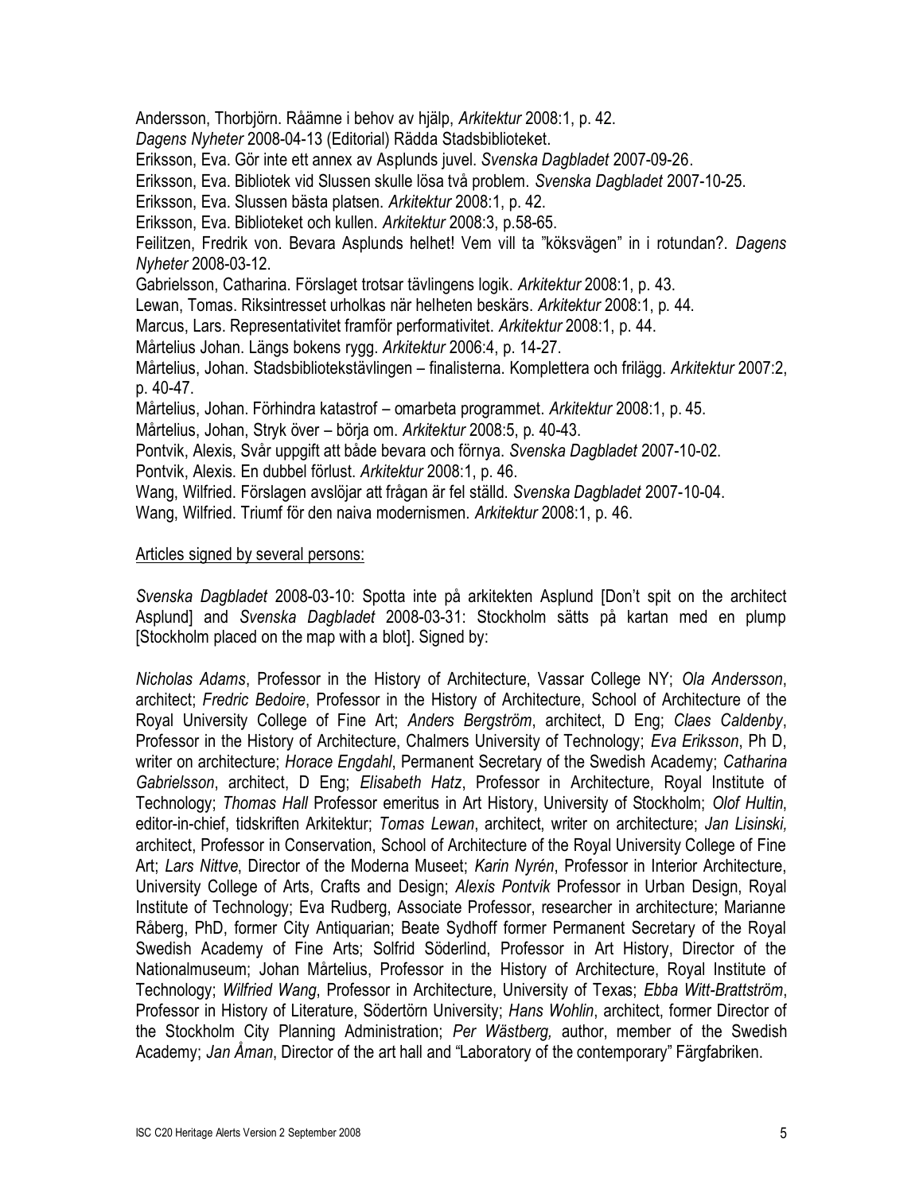Andersson, Thorbjörn. Råämne i behov av hjälp, *Arkitektur* 2008:1, p. 42.

*Dagens Nyheter* 2008-04-13 (Editorial) Rädda Stadsbiblioteket.

Eriksson, Eva. Gör inte ett annex av Asplunds juvel. *Svenska Dagbladet* 2007-09-26.

Eriksson, Eva. Bibliotek vid Slussen skulle lösa två problem. *Svenska Dagbladet* 2007-10-25.

Eriksson, Eva. Slussen bästa platsen. *Arkitektur* 2008:1, p. 42.

Eriksson, Eva. Biblioteket och kullen. *Arkitektur* 2008:3, p.58-65.

Feilitzen, Fredrik von. Bevara Asplunds helhet! Vem vill ta "köksvägen" in i rotundan?. *Dagens Nyheter* 2008-03-12.

Gabrielsson, Catharina. Förslaget trotsar tävlingens logik. *Arkitektur* 2008:1, p. 43.

Lewan, Tomas. Riksintresset urholkas när helheten beskärs. *Arkitektur* 2008:1, p. 44.

Marcus, Lars. Representativitet framför performativitet. *Arkitektur* 2008:1, p. 44.

Mårtelius Johan. Längs bokens rygg. *Arkitektur* 2006:4, p. 14-27.

Mårtelius, Johan. Stadsbibliotekstävlingen – finalisterna. Komplettera och frilägg. *Arkitektur* 2007:2, p. 40-47.

Mårtelius, Johan. Förhindra katastrof – omarbeta programmet. *Arkitektur* 2008:1, p. 45.

Mårtelius, Johan, Stryk över – börja om. *Arkitektur* 2008:5, p. 40-43.

Pontvik, Alexis, Svår uppgift att både bevara och förnya. *Svenska Dagbladet* 2007-10-02.

Pontvik, Alexis. En dubbel förlust. *Arkitektur* 2008:1, p. 46.

Wang, Wilfried. Förslagen avslöjar att frågan är fel ställd. *Svenska Dagbladet* 2007-10-04.

Wang, Wilfried. Triumf för den naiva modernismen. *Arkitektur* 2008:1, p. 46.

<u>Articles signed by several persons:</u>

*Svenska Dagbladet* 2008-03-10: Spotta inte på arkitekten Asplund [Don't spit on the architect Asplund] and *Svenska Dagbladet* 2008-03-31: Stockholm sätts på kartan med en plump [Stockholm placed on the map with a blot]. Signed by:

*Nicholas Adams*, Professor in the History of Architecture, Vassar College NY; *Ola Andersson*, architect; *Fredric Bedoire*, Professor in the History of Architecture, School of Architecture of the Royal University College of Fine Art; *Anders Bergström*, architect, D Eng; *Claes Caldenby*, Professor in the History of Architecture, Chalmers University of Technology; *Eva Eriksson*, Ph D, writer on architecture; *Horace Engdahl*, Permanent Secretary of the Swedish Academy; *Catharina Gabrielsson*, architect, D Eng; *Elisabeth Hatz*, Professor in Architecture, Royal Institute of Technology; *Thomas Hall* Professor emeritus in Art History, University of Stockholm; *Olof Hultin*, editor-in-chief, tidskriften Arkitektur; *Tomas Lewan*, architect, writer on architecture; *Jan Lisinski,* architect, Professor in Conservation, School of Architecture of the Royal University College of Fine Art; *Lars Nittve*, Director of the Moderna Museet; *Karin Nyrén*, Professor in Interior Architecture, University College of Arts, Crafts and Design; *Alexis Pontvik* Professor in Urban Design, Royal Institute of Technology; Eva Rudberg, Associate Professor, researcher in architecture; Marianne Råberg, PhD, former City Antiquarian; Beate Sydhoff former Permanent Secretary of the Royal Swedish Academy of Fine Arts; Solfrid Söderlind, Professor in Art History, Director of the Nationalmuseum; Johan Mårtelius, Professor in the History of Architecture, Royal Institute of Technology; *Wilfried Wang*, Professor in Architecture, University of Texas; *Ebba Witt-Brattström*, Professor in History of Literature, Södertörn University; *Hans Wohlin*, architect, former Director of the Stockholm City Planning Administration; *Per Wästberg,* author, member of the Swedish Academy; *Jan Åman*, Director of the art hall and "Laboratory of the contemporary" Färgfabriken.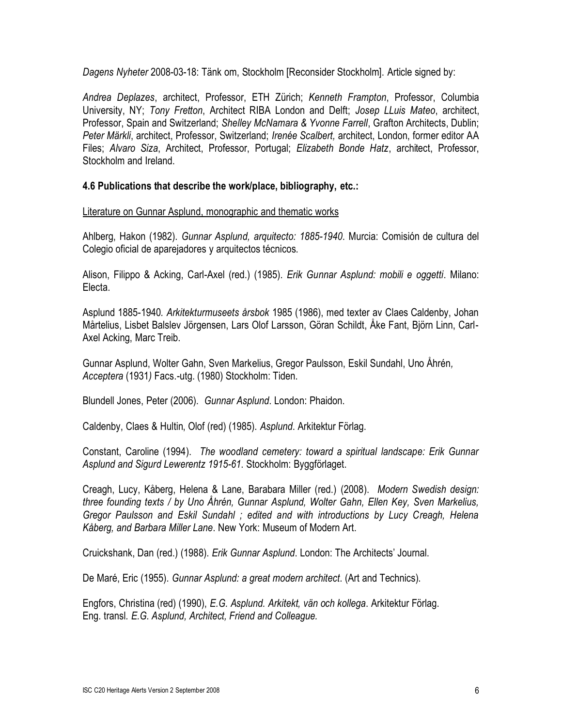*Dagens Nyheter* 2008-03-18: Tänk om, Stockholm [Reconsider Stockholm]. Article signed by:

*Andrea Deplazes*, architect, Professor, ETH Zürich; *Kenneth Frampton*, Professor, Columbia University, NY; *Tony Fretton*, Architect RIBA London and Delft; *Josep LLuis Mateo*, architect, Professor, Spain and Switzerland; *Shelley McNamara & Yvonne Farrell*, Grafton Architects, Dublin; *Peter Märkli*, architect, Professor, Switzerland; *Irenée Scalbert,* architect, London, former editor AA Files; *Alvaro Siza*, Architect, Professor, Portugal; *Elizabeth Bonde Hatz*, architect, Professor, Stockholm and Ireland.

### 4.6 Publications that describe the work/place, bibliography, etc.:

<u>Literature on Gunnar Asplund, monographic and thematic works</u>

Ahlberg, Hakon (1982). *Gunnar Asplund, arquitecto: 1885-1940*. Murcia: Comisión de cultura del Colegio oficial de aparejadores y arquitectos técnicos.

Alison, Filippo & Acking, Carl-Axel (red.) (1985). *Erik Gunnar Asplund: mobili e oggetti*. Milano: Electa.

Asplund 1885-1940. *Arkitekturmuseets årsbok* 1985 (1986), med texter av Claes Caldenby, Johan Mårtelius, Lisbet Balslev Jörgensen, Lars Olof Larsson, Göran Schildt, Åke Fant, Björn Linn, Carl-Axel Acking, Marc Treib.

Gunnar Asplund, Wolter Gahn, Sven Markelius, Gregor Paulsson, Eskil Sundahl, Uno Åhrén*, Acceptera* (1931*)* Facs.-utg. (1980) Stockholm: Tiden.

Blundell Jones, Peter (2006). *Gunnar Asplund*. London: Phaidon.

Caldenby, Claes & Hultin, Olof (red) (1985). *Asplund*. Arkitektur Förlag.

Constant, Caroline (1994). *The woodland cemetery: toward a spiritual landscape: Erik Gunnar Asplund and Sigurd Lewerentz 1915-61*. Stockholm: Byggförlaget.

Creagh, Lucy, Kåberg, Helena & Lane, Barabara Miller (red.) (2008). *Modern Swedish design: three founding texts / by Uno Åhrén, Gunnar Asplund, Wolter Gahn, Ellen Key, Sven Markelius, Gregor Paulsson and Eskil Sundahl ; edited and with introductions by Lucy Creagh, Helena Kåberg, and Barbara Miller Lane*. New York: Museum of Modern Art.

Cruickshank, Dan (red.) (1988). *Erik Gunnar Asplund*. London: The Architects' Journal.

De Maré, Eric (1955). *Gunnar Asplund: a great modern architect*. (Art and Technics).

Engfors, Christina (red) (1990), *E.G. Asplund. Arkitekt, vän och kollega*. Arkitektur Förlag.
Eng. transl. *E.G. Asplund, Architect, Friend and Colleague*.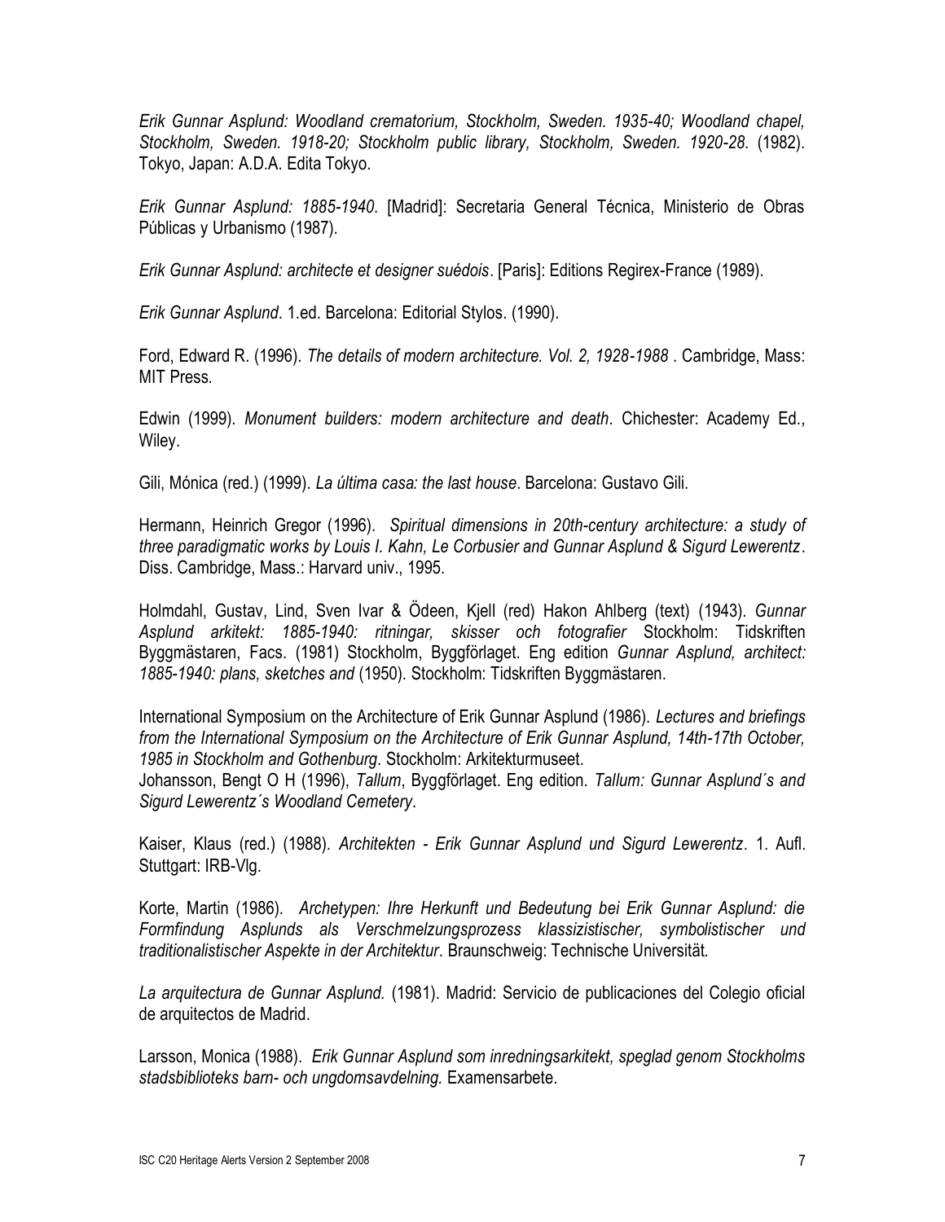*Erik Gunnar Asplund: Woodland crematorium, Stockholm, Sweden. 1935-40; Woodland chapel, Stockholm, Sweden. 1918-20; Stockholm public library, Stockholm, Sweden. 1920-28*. (1982). Tokyo, Japan: A.D.A. Edita Tokyo.

*Erik Gunnar Asplund: 1885-1940*. [Madrid]: Secretaria General Técnica, Ministerio de Obras Públicas y Urbanismo (1987).

*Erik Gunnar Asplund: architecte et designer suédois*. [Paris]: Editions Regirex-France (1989).

*Erik Gunnar Asplund*. 1.ed. Barcelona: Editorial Stylos. (1990).

Ford, Edward R. (1996). *The details of modern architecture. Vol. 2, 1928-1988* . Cambridge, Mass: MIT Press.

Edwin (1999). *Monument builders: modern architecture and death*. Chichester: Academy Ed., Wiley.

Gili, Mónica (red.) (1999). *La última casa: the last house*. Barcelona: Gustavo Gili.

Hermann, Heinrich Gregor (1996). *Spiritual dimensions in 20th-century architecture: a study of three paradigmatic works by Louis I. Kahn, Le Corbusier and Gunnar Asplund & Sigurd Lewerentz*. Diss. Cambridge, Mass.: Harvard univ., 1995.

Holmdahl, Gustav, Lind, Sven Ivar & Ödeen, Kjell (red) Hakon Ahlberg (text) (1943). *Gunnar Asplund arkitekt: 1885-1940: ritningar, skisser och fotografier* Stockholm: Tidskriften Byggmästaren, Facs. (1981) Stockholm, Byggförlaget. Eng edition *Gunnar Asplund, architect: 1885-1940: plans, sketches and* (1950). Stockholm: Tidskriften Byggmästaren.

International Symposium on the Architecture of Erik Gunnar Asplund (1986). *Lectures and briefings from the International Symposium on the Architecture of Erik Gunnar Asplund, 14th-17th October, 1985 in Stockholm and Gothenburg*. Stockholm: Arkitekturmuseet.

Johansson, Bengt O H (1996), *Tallum*, Byggförlaget. Eng edition. *Tallum: Gunnar Asplund´s and Sigurd Lewerentz´s Woodland Cemetery*.

Kaiser, Klaus (red.) (1988). *Architekten - Erik Gunnar Asplund und Sigurd Lewerentz*. 1. Aufl. Stuttgart: IRB-Vlg.

Korte, Martin (1986). *Archetypen: Ihre Herkunft und Bedeutung bei Erik Gunnar Asplund: die Formfindung Asplunds als Verschmelzungsprozess klassizistischer, symbolistischer und traditionalistischer Aspekte in der Architektur*. Braunschweig: Technische Universität.

*La arquitectura de Gunnar Asplund.* (1981). Madrid: Servicio de publicaciones del Colegio oficial de arquitectos de Madrid.

Larsson, Monica (1988). *Erik Gunnar Asplund som inredningsarkitekt, speglad genom Stockholms stadsbiblioteks barn- och ungdomsavdelning.* Examensarbete.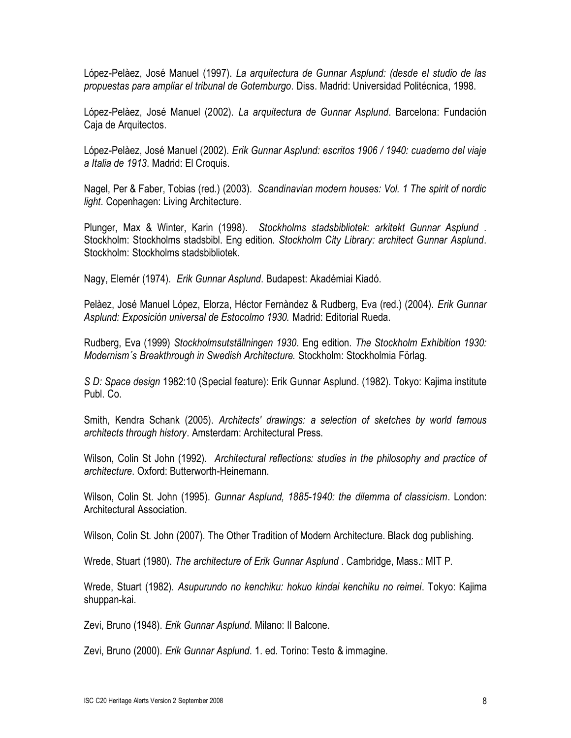López-Pelàez, José Manuel (1997). *La arquitectura de Gunnar Asplund: (desde el studio de las propuestas para ampliar el tribunal de Gotemburgo*. Diss. Madrid: Universidad Politécnica, 1998.

López-Pelàez, José Manuel (2002). *La arquitectura de Gunnar Asplund*. Barcelona: Fundación Caja de Arquitectos.

López-Pelàez, José Manuel (2002). *Erik Gunnar Asplund: escritos 1906 / 1940: cuaderno del viaje a Italia de 1913*. Madrid: El Croquis.

Nagel, Per & Faber, Tobias (red.) (2003). *Scandinavian modern houses: Vol. 1 The spirit of nordic light*. Copenhagen: Living Architecture.

Plunger, Max & Winter, Karin (1998). *Stockholms stadsbibliotek: arkitekt Gunnar Asplund* . Stockholm: Stockholms stadsbibl. Eng edition. *Stockholm City Library: architect Gunnar Asplund*. Stockholm: Stockholms stadsbibliotek.

Nagy, Elemér (1974). *Erik Gunnar Asplund*. Budapest: Akadémiai Kiadó.

Pelàez, José Manuel López, Elorza, Héctor Fernàndez & Rudberg, Eva (red.) (2004). *Erik Gunnar Asplund: Exposición universal de Estocolmo 1930.* Madrid: Editorial Rueda.

Rudberg, Eva (1999) *Stockholmsutställningen 1930*. Eng edition. *The Stockholm Exhibition 1930: Modernism´s Breakthrough in Swedish Architecture.* Stockholm: Stockholmia Förlag.

*S D: Space design* 1982:10 (Special feature): Erik Gunnar Asplund. (1982). Tokyo: Kajima institute Publ. Co.

Smith, Kendra Schank (2005). *Architects' drawings: a selection of sketches by world famous architects through history*. Amsterdam: Architectural Press.

Wilson, Colin St John (1992). *Architectural reflections: studies in the philosophy and practice of architecture*. Oxford: Butterworth-Heinemann.

Wilson, Colin St. John (1995). *Gunnar Asplund, 1885-1940: the dilemma of classicism*. London: Architectural Association.

Wilson, Colin St. John (2007). The Other Tradition of Modern Architecture. Black dog publishing.

Wrede, Stuart (1980). *The architecture of Erik Gunnar Asplund* . Cambridge, Mass.: MIT P.

Wrede, Stuart (1982). *Asupurundo no kenchiku: hokuo kindai kenchiku no reimei*. Tokyo: Kajima shuppan-kai.

Zevi, Bruno (1948). *Erik Gunnar Asplund*. Milano: Il Balcone.

Zevi, Bruno (2000). *Erik Gunnar Asplund*. 1. ed. Torino: Testo & immagine.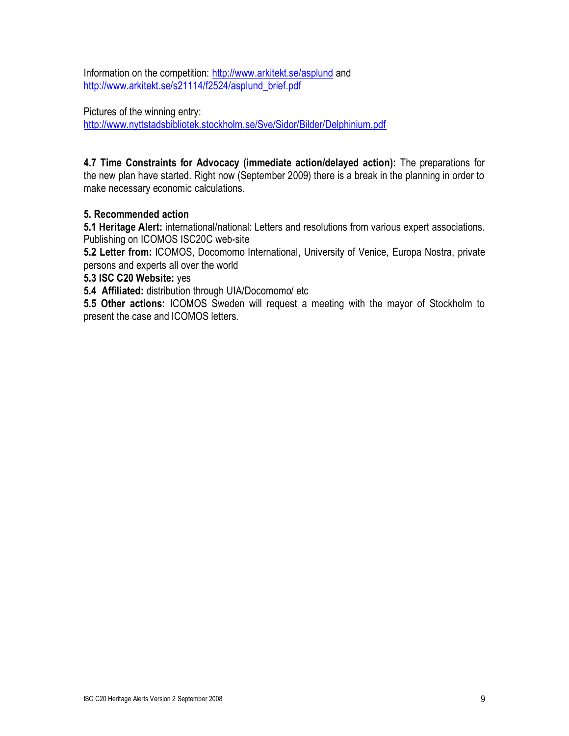Information on the competition: http://www.arkitekt.se/asplund and http://www.arkitekt.se/s21114/f2524/asplund_brief.pdf

Pictures of the winning entry:
http://www.nyttstadsbibliotek.stockholm.se/Sve/Sidor/Bilder/Delphinium.pdf

**4.7 Time Constraints for Advocacy (immediate action/delayed action):** The preparations for the new plan have started. Right now (September 2009) there is a break in the planning in order to make necessary economic calculations.

**5. Recommended action**

**5.1 Heritage Alert:** international/national: Letters and resolutions from various expert associations. Publishing on ICOMOS ISC20C web-site

**5.2 Letter from:** ICOMOS, Docomomo International, University of Venice, Europa Nostra, private persons and experts all over the world

**5.3 ISC C20 Website:** yes

**5.4 Affiliated:** distribution through UIA/Docomomo/ etc

**5.5 Other actions:** ICOMOS Sweden will request a meeting with the mayor of Stockholm to present the case and ICOMOS letters.